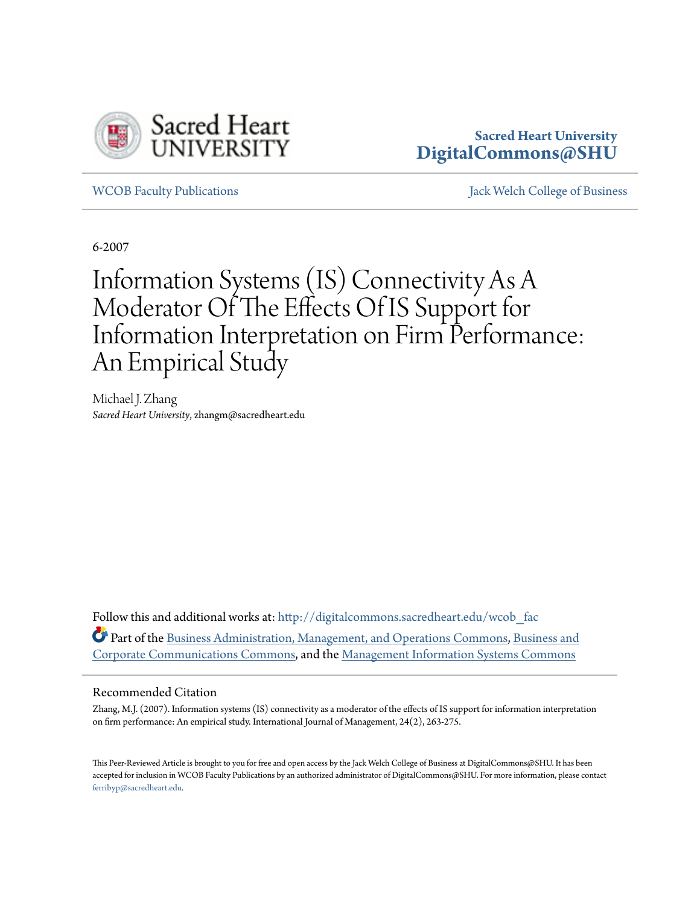Sacred Heart University
DigitalCommons@SHU

WCOB Faculty Publications | Jack Welch College of Business

6-2007

# Information Systems (IS) Connectivity As A Moderator Of The Effects Of IS Support for Information Interpretation on Firm Performance: An Empirical Study

Michael J. Zhang
*Sacred Heart University*, zhangm@sacredheart.edu

Follow this and additional works at: http://digitalcommons.sacredheart.edu/wcob_fac

Part of the Business Administration, Management, and Operations Commons, Business and Corporate Communications Commons, and the Management Information Systems Commons

## Recommended Citation

Zhang, M.J. (2007). Information systems (IS) connectivity as a moderator of the effects of IS support for information interpretation on firm performance: An empirical study. International Journal of Management, 24(2), 263-275.

This Peer-Reviewed Article is brought to you for free and open access by the Jack Welch College of Business at DigitalCommons@SHU. It has been accepted for inclusion in WCOB Faculty Publications by an authorized administrator of DigitalCommons@SHU. For more information, please contact ferribyp@sacredheart.edu.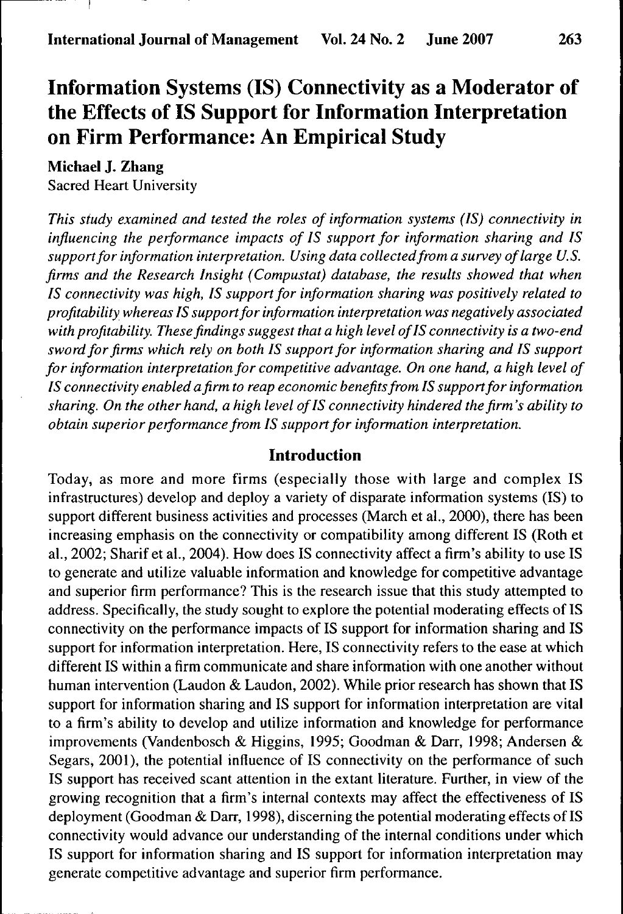# Information Systems (IS) Connectivity as a Moderator of the Effects of IS Support for Information Interpretation on Firm Performance: An Empirical Study

**Michael J. Zhang**
Sacred Heart University

*This study examined and tested the roles of information systems (IS) connectivity in influencing the performance impacts of IS support for information sharing and IS support for information interpretation. Using data collected from a survey of large U.S. firms and the Research Insight (Compustat) database, the results showed that when IS connectivity was high, IS support for information sharing was positively related to profitability whereas IS support for information interpretation was negatively associated with profitability. These findings suggest that a high level of IS connectivity is a two-end sword for firms which rely on both IS support for information sharing and IS support for information interpretation for competitive advantage. On one hand, a high level of IS connectivity enabled a firm to reap economic benefits from IS support for information sharing. On the other hand, a high level of IS connectivity hindered the firm's ability to obtain superior performance from IS support for information interpretation.*

## Introduction

Today, as more and more firms (especially those with large and complex IS infrastructures) develop and deploy a variety of disparate information systems (IS) to support different business activities and processes (March et al., 2000), there has been increasing emphasis on the connectivity or compatibility among different IS (Roth et al., 2002; Sharif et al., 2004). How does IS connectivity affect a firm's ability to use IS to generate and utilize valuable information and knowledge for competitive advantage and superior firm performance? This is the research issue that this study attempted to address. Specifically, the study sought to explore the potential moderating effects of IS connectivity on the performance impacts of IS support for information sharing and IS support for information interpretation. Here, IS connectivity refers to the ease at which different IS within a firm communicate and share information with one another without human intervention (Laudon & Laudon, 2002). While prior research has shown that IS support for information sharing and IS support for information interpretation are vital to a firm's ability to develop and utilize information and knowledge for performance improvements (Vandenbosch & Higgins, 1995; Goodman & Darr, 1998; Andersen & Segars, 2001), the potential influence of IS connectivity on the performance of such IS support has received scant attention in the extant literature. Further, in view of the growing recognition that a firm's internal contexts may affect the effectiveness of IS deployment (Goodman & Darr, 1998), discerning the potential moderating effects of IS connectivity would advance our understanding of the internal conditions under which IS support for information sharing and IS support for information interpretation may generate competitive advantage and superior firm performance.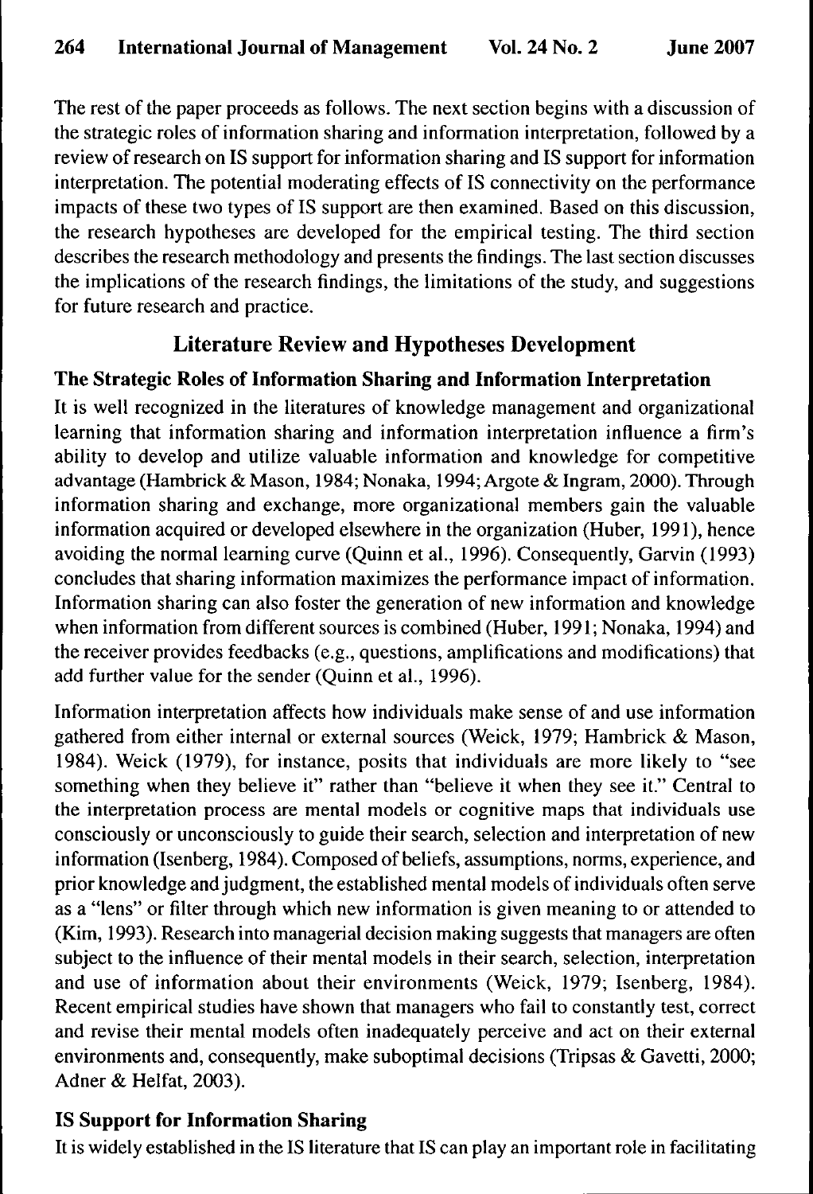The rest of the paper proceeds as follows. The next section begins with a discussion of the strategic roles of information sharing and information interpretation, followed by a review of research on IS support for information sharing and IS support for information interpretation. The potential moderating effects of IS connectivity on the performance impacts of these two types of IS support are then examined. Based on this discussion, the research hypotheses are developed for the empirical testing. The third section describes the research methodology and presents the findings. The last section discusses the implications of the research findings, the limitations of the study, and suggestions for future research and practice.

## Literature Review and Hypotheses Development

### The Strategic Roles of Information Sharing and Information Interpretation

It is well recognized in the literatures of knowledge management and organizational learning that information sharing and information interpretation influence a firm's ability to develop and utilize valuable information and knowledge for competitive advantage (Hambrick & Mason, 1984; Nonaka, 1994; Argote & Ingram, 2000). Through information sharing and exchange, more organizational members gain the valuable information acquired or developed elsewhere in the organization (Huber, 1991), hence avoiding the normal learning curve (Quinn et al., 1996). Consequently, Garvin (1993) concludes that sharing information maximizes the performance impact of information. Information sharing can also foster the generation of new information and knowledge when information from different sources is combined (Huber, 1991; Nonaka, 1994) and the receiver provides feedbacks (e.g., questions, amplifications and modifications) that add further value for the sender (Quinn et al., 1996).

Information interpretation affects how individuals make sense of and use information gathered from either internal or external sources (Weick, 1979; Hambrick & Mason, 1984). Weick (1979), for instance, posits that individuals are more likely to "see something when they believe it" rather than "believe it when they see it." Central to the interpretation process are mental models or cognitive maps that individuals use consciously or unconsciously to guide their search, selection and interpretation of new information (Isenberg, 1984). Composed of beliefs, assumptions, norms, experience, and prior knowledge and judgment, the established mental models of individuals often serve as a "lens" or filter through which new information is given meaning to or attended to (Kim, 1993). Research into managerial decision making suggests that managers are often subject to the influence of their mental models in their search, selection, interpretation and use of information about their environments (Weick, 1979; Isenberg, 1984). Recent empirical studies have shown that managers who fail to constantly test, correct and revise their mental models often inadequately perceive and act on their external environments and, consequently, make suboptimal decisions (Tripsas & Gavetti, 2000; Adner & Helfat, 2003).

### IS Support for Information Sharing

It is widely established in the IS literature that IS can play an important role in facilitating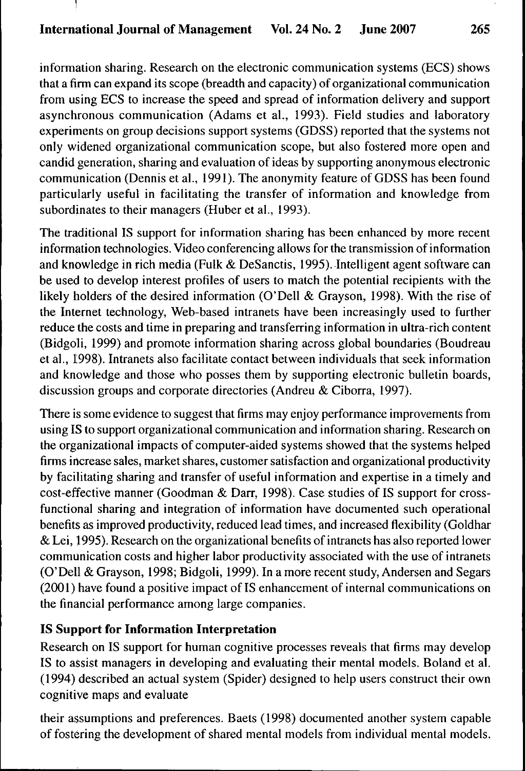information sharing. Research on the electronic communication systems (ECS) shows that a firm can expand its scope (breadth and capacity) of organizational communication from using ECS to increase the speed and spread of information delivery and support asynchronous communication (Adams et al., 1993). Field studies and laboratory experiments on group decisions support systems (GDSS) reported that the systems not only widened organizational communication scope, but also fostered more open and candid generation, sharing and evaluation of ideas by supporting anonymous electronic communication (Dennis et al., 1991). The anonymity feature of GDSS has been found particularly useful in facilitating the transfer of information and knowledge from subordinates to their managers (Huber et al., 1993).

The traditional IS support for information sharing has been enhanced by more recent information technologies. Video conferencing allows for the transmission of information and knowledge in rich media (Fulk & DeSanctis, 1995). Intelligent agent software can be used to develop interest profiles of users to match the potential recipients with the likely holders of the desired information (O'Dell & Grayson, 1998). With the rise of the Internet technology, Web-based intranets have been increasingly used to further reduce the costs and time in preparing and transferring information in ultra-rich content (Bidgoli, 1999) and promote information sharing across global boundaries (Boudreau et al., 1998). Intranets also facilitate contact between individuals that seek information and knowledge and those who posses them by supporting electronic bulletin boards, discussion groups and corporate directories (Andreu & Ciborra, 1997).

There is some evidence to suggest that firms may enjoy performance improvements from using IS to support organizational communication and information sharing. Research on the organizational impacts of computer-aided systems showed that the systems helped firms increase sales, market shares, customer satisfaction and organizational productivity by facilitating sharing and transfer of useful information and expertise in a timely and cost-effective manner (Goodman & Darr, 1998). Case studies of IS support for cross-functional sharing and integration of information have documented such operational benefits as improved productivity, reduced lead times, and increased flexibility (Goldhar & Lei, 1995). Research on the organizational benefits of intranets has also reported lower communication costs and higher labor productivity associated with the use of intranets (O'Dell & Grayson, 1998; Bidgoli, 1999). In a more recent study, Andersen and Segars (2001) have found a positive impact of IS enhancement of internal communications on the financial performance among large companies.

### IS Support for Information Interpretation

Research on IS support for human cognitive processes reveals that firms may develop IS to assist managers in developing and evaluating their mental models. Boland et al. (1994) described an actual system (Spider) designed to help users construct their own cognitive maps and evaluate their assumptions and preferences. Baets (1998) documented another system capable of fostering the development of shared mental models from individual mental models.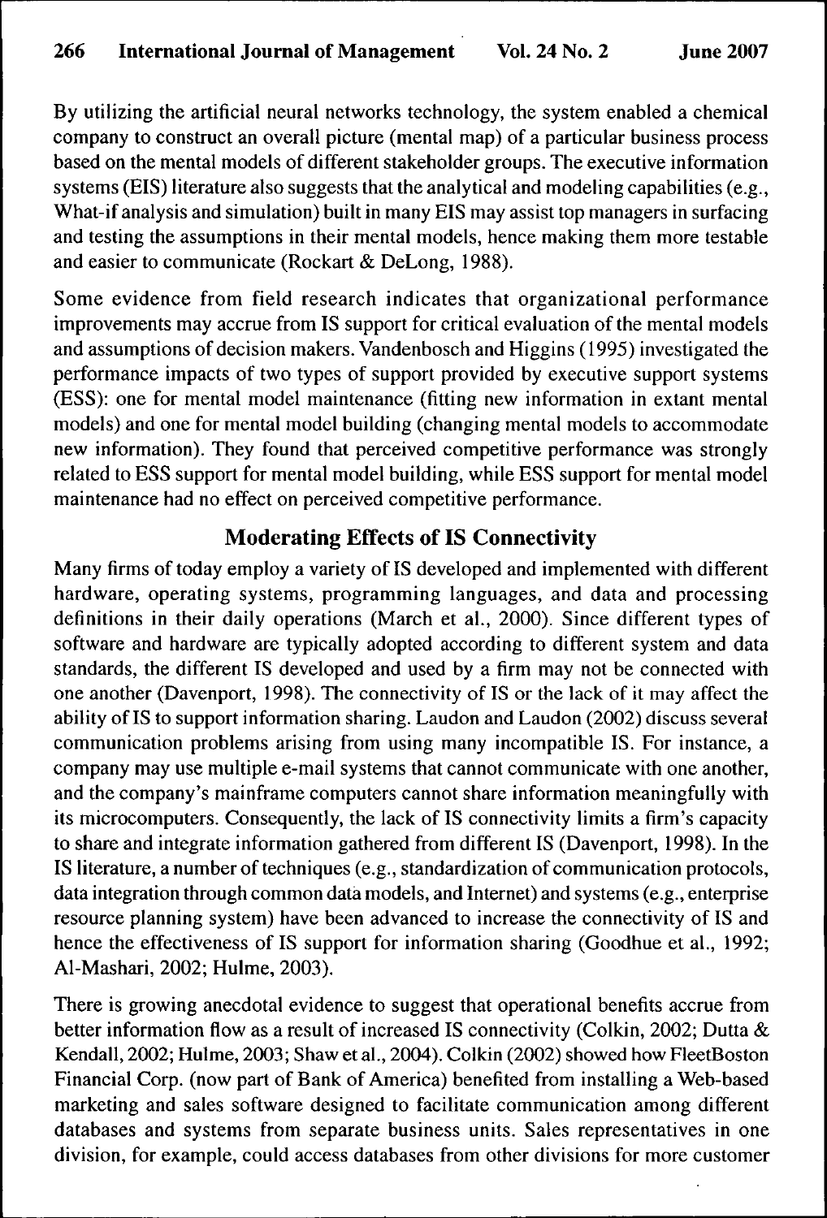By utilizing the artificial neural networks technology, the system enabled a chemical company to construct an overall picture (mental map) of a particular business process based on the mental models of different stakeholder groups. The executive information systems (EIS) literature also suggests that the analytical and modeling capabilities (e.g., What-if analysis and simulation) built in many EIS may assist top managers in surfacing and testing the assumptions in their mental models, hence making them more testable and easier to communicate (Rockart & DeLong, 1988).

Some evidence from field research indicates that organizational performance improvements may accrue from IS support for critical evaluation of the mental models and assumptions of decision makers. Vandenbosch and Higgins (1995) investigated the performance impacts of two types of support provided by executive support systems (ESS): one for mental model maintenance (fitting new information in extant mental models) and one for mental model building (changing mental models to accommodate new information). They found that perceived competitive performance was strongly related to ESS support for mental model building, while ESS support for mental model maintenance had no effect on perceived competitive performance.

## Moderating Effects of IS Connectivity

Many firms of today employ a variety of IS developed and implemented with different hardware, operating systems, programming languages, and data and processing definitions in their daily operations (March et al., 2000). Since different types of software and hardware are typically adopted according to different system and data standards, the different IS developed and used by a firm may not be connected with one another (Davenport, 1998). The connectivity of IS or the lack of it may affect the ability of IS to support information sharing. Laudon and Laudon (2002) discuss several communication problems arising from using many incompatible IS. For instance, a company may use multiple e-mail systems that cannot communicate with one another, and the company's mainframe computers cannot share information meaningfully with its microcomputers. Consequently, the lack of IS connectivity limits a firm's capacity to share and integrate information gathered from different IS (Davenport, 1998). In the IS literature, a number of techniques (e.g., standardization of communication protocols, data integration through common data models, and Internet) and systems (e.g., enterprise resource planning system) have been advanced to increase the connectivity of IS and hence the effectiveness of IS support for information sharing (Goodhue et al., 1992; Al-Mashari, 2002; Hulme, 2003).

There is growing anecdotal evidence to suggest that operational benefits accrue from better information flow as a result of increased IS connectivity (Colkin, 2002; Dutta & Kendall, 2002; Hulme, 2003; Shaw et al., 2004). Colkin (2002) showed how FleetBoston Financial Corp. (now part of Bank of America) benefited from installing a Web-based marketing and sales software designed to facilitate communication among different databases and systems from separate business units. Sales representatives in one division, for example, could access databases from other divisions for more customer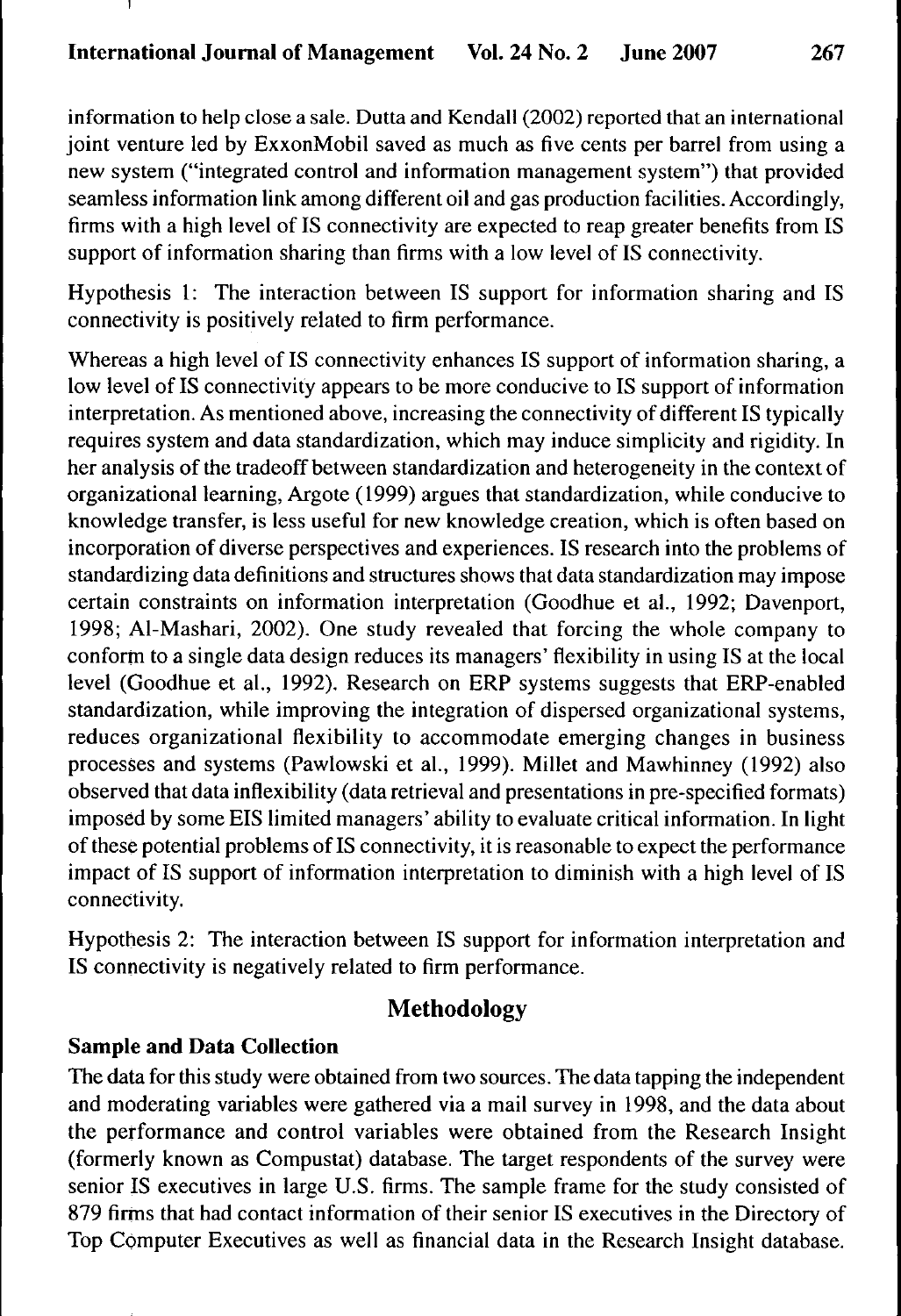information to help close a sale. Dutta and Kendall (2002) reported that an international joint venture led by ExxonMobil saved as much as five cents per barrel from using a new system ("integrated control and information management system") that provided seamless information link among different oil and gas production facilities. Accordingly, firms with a high level of IS connectivity are expected to reap greater benefits from IS support of information sharing than firms with a low level of IS connectivity.

Hypothesis 1: The interaction between IS support for information sharing and IS connectivity is positively related to firm performance.

Whereas a high level of IS connectivity enhances IS support of information sharing, a low level of IS connectivity appears to be more conducive to IS support of information interpretation. As mentioned above, increasing the connectivity of different IS typically requires system and data standardization, which may induce simplicity and rigidity. In her analysis of the tradeoff between standardization and heterogeneity in the context of organizational learning, Argote (1999) argues that standardization, while conducive to knowledge transfer, is less useful for new knowledge creation, which is often based on incorporation of diverse perspectives and experiences. IS research into the problems of standardizing data definitions and structures shows that data standardization may impose certain constraints on information interpretation (Goodhue et al., 1992; Davenport, 1998; Al-Mashari, 2002). One study revealed that forcing the whole company to conform to a single data design reduces its managers' flexibility in using IS at the local level (Goodhue et al., 1992). Research on ERP systems suggests that ERP-enabled standardization, while improving the integration of dispersed organizational systems, reduces organizational flexibility to accommodate emerging changes in business processes and systems (Pawlowski et al., 1999). Millet and Mawhinney (1992) also observed that data inflexibility (data retrieval and presentations in pre-specified formats) imposed by some EIS limited managers' ability to evaluate critical information. In light of these potential problems of IS connectivity, it is reasonable to expect the performance impact of IS support of information interpretation to diminish with a high level of IS connectivity.

Hypothesis 2: The interaction between IS support for information interpretation and IS connectivity is negatively related to firm performance.

## Methodology

### Sample and Data Collection

The data for this study were obtained from two sources. The data tapping the independent and moderating variables were gathered via a mail survey in 1998, and the data about the performance and control variables were obtained from the Research Insight (formerly known as Compustat) database. The target respondents of the survey were senior IS executives in large U.S. firms. The sample frame for the study consisted of 879 firms that had contact information of their senior IS executives in the Directory of Top Computer Executives as well as financial data in the Research Insight database.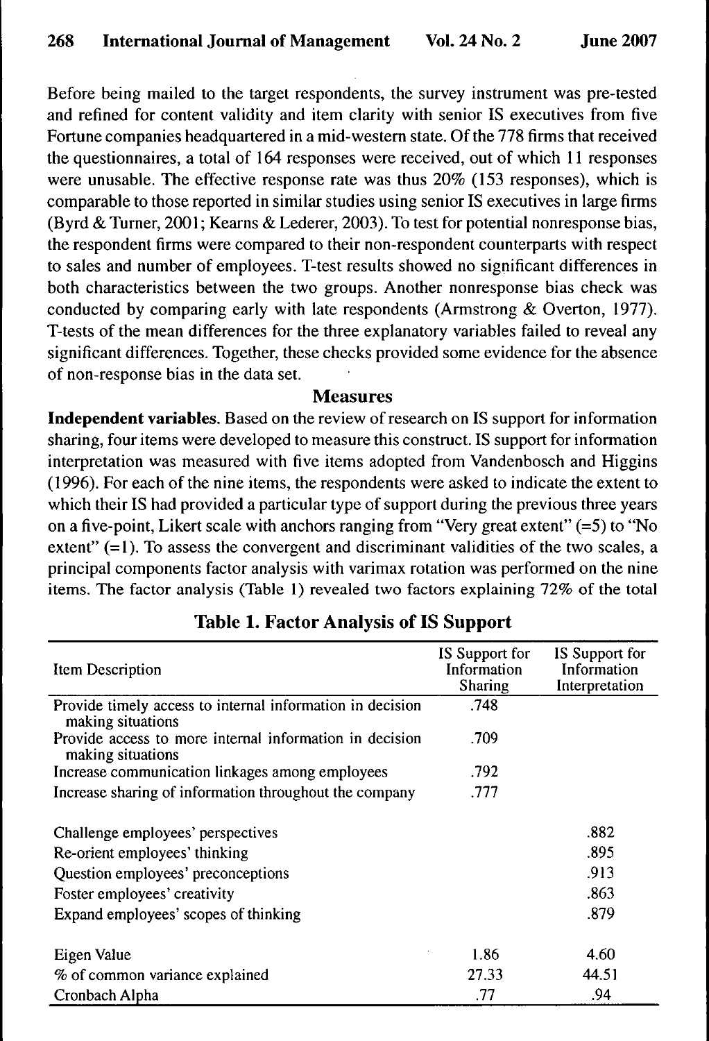Before being mailed to the target respondents, the survey instrument was pre-tested and refined for content validity and item clarity with senior IS executives from five Fortune companies headquartered in a mid-western state. Of the 778 firms that received the questionnaires, a total of 164 responses were received, out of which 11 responses were unusable. The effective response rate was thus 20% (153 responses), which is comparable to those reported in similar studies using senior IS executives in large firms (Byrd & Turner, 2001; Kearns & Lederer, 2003). To test for potential nonresponse bias, the respondent firms were compared to their non-respondent counterparts with respect to sales and number of employees. T-test results showed no significant differences in both characteristics between the two groups. Another nonresponse bias check was conducted by comparing early with late respondents (Armstrong & Overton, 1977). T-tests of the mean differences for the three explanatory variables failed to reveal any significant differences. Together, these checks provided some evidence for the absence of non-response bias in the data set.

## Measures

**Independent variables.** Based on the review of research on IS support for information sharing, four items were developed to measure this construct. IS support for information interpretation was measured with five items adopted from Vandenbosch and Higgins (1996). For each of the nine items, the respondents were asked to indicate the extent to which their IS had provided a particular type of support during the previous three years on a five-point, Likert scale with anchors ranging from "Very great extent" (=5) to "No extent" (=1). To assess the convergent and discriminant validities of the two scales, a principal components factor analysis with varimax rotation was performed on the nine items. The factor analysis (Table 1) revealed two factors explaining 72% of the total

**Table 1. Factor Analysis of IS Support**

| Item Description | IS Support for Information Sharing | IS Support for Information Interpretation |
|---|---|---|
| Provide timely access to internal information in decision making situations | .748 | |
| Provide access to more internal information in decision making situations | .709 | |
| Increase communication linkages among employees | .792 | |
| Increase sharing of information throughout the company | .777 | |
| Challenge employees' perspectives | | .882 |
| Re-orient employees' thinking | | .895 |
| Question employees' preconceptions | | .913 |
| Foster employees' creativity | | .863 |
| Expand employees' scopes of thinking | | .879 |
| Eigen Value | 1.86 | 4.60 |
| % of common variance explained | 27.33 | 44.51 |
| Cronbach Alpha | .77 | .94 |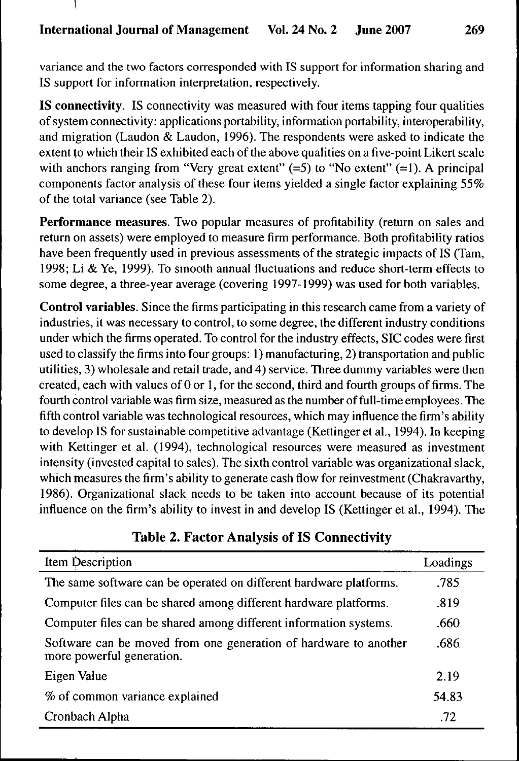variance and the two factors corresponded with IS support for information sharing and IS support for information interpretation, respectively.

**IS connectivity**. IS connectivity was measured with four items tapping four qualities of system connectivity: applications portability, information portability, interoperability, and migration (Laudon & Laudon, 1996). The respondents were asked to indicate the extent to which their IS exhibited each of the above qualities on a five-point Likert scale with anchors ranging from "Very great extent" (=5) to "No extent" (=1). A principal components factor analysis of these four items yielded a single factor explaining 55% of the total variance (see Table 2).

**Performance measures**. Two popular measures of profitability (return on sales and return on assets) were employed to measure firm performance. Both profitability ratios have been frequently used in previous assessments of the strategic impacts of IS (Tam, 1998; Li & Ye, 1999). To smooth annual fluctuations and reduce short-term effects to some degree, a three-year average (covering 1997-1999) was used for both variables.

**Control variables**. Since the firms participating in this research came from a variety of industries, it was necessary to control, to some degree, the different industry conditions under which the firms operated. To control for the industry effects, SIC codes were first used to classify the firms into four groups: 1) manufacturing, 2) transportation and public utilities, 3) wholesale and retail trade, and 4) service. Three dummy variables were then created, each with values of 0 or 1, for the second, third and fourth groups of firms. The fourth control variable was firm size, measured as the number of full-time employees. The fifth control variable was technological resources, which may influence the firm's ability to develop IS for sustainable competitive advantage (Kettinger et al., 1994). In keeping with Kettinger et al. (1994), technological resources were measured as investment intensity (invested capital to sales). The sixth control variable was organizational slack, which measures the firm's ability to generate cash flow for reinvestment (Chakravarthy, 1986). Organizational slack needs to be taken into account because of its potential influence on the firm's ability to invest in and develop IS (Kettinger et al., 1994). The

**Table 2. Factor Analysis of IS Connectivity**

| Item Description | Loadings |
|---|---|
| The same software can be operated on different hardware platforms. | .785 |
| Computer files can be shared among different hardware platforms. | .819 |
| Computer files can be shared among different information systems. | .660 |
| Software can be moved from one generation of hardware to another more powerful generation. | .686 |
| Eigen Value | 2.19 |
| % of common variance explained | 54.83 |
| Cronbach Alpha | .72 |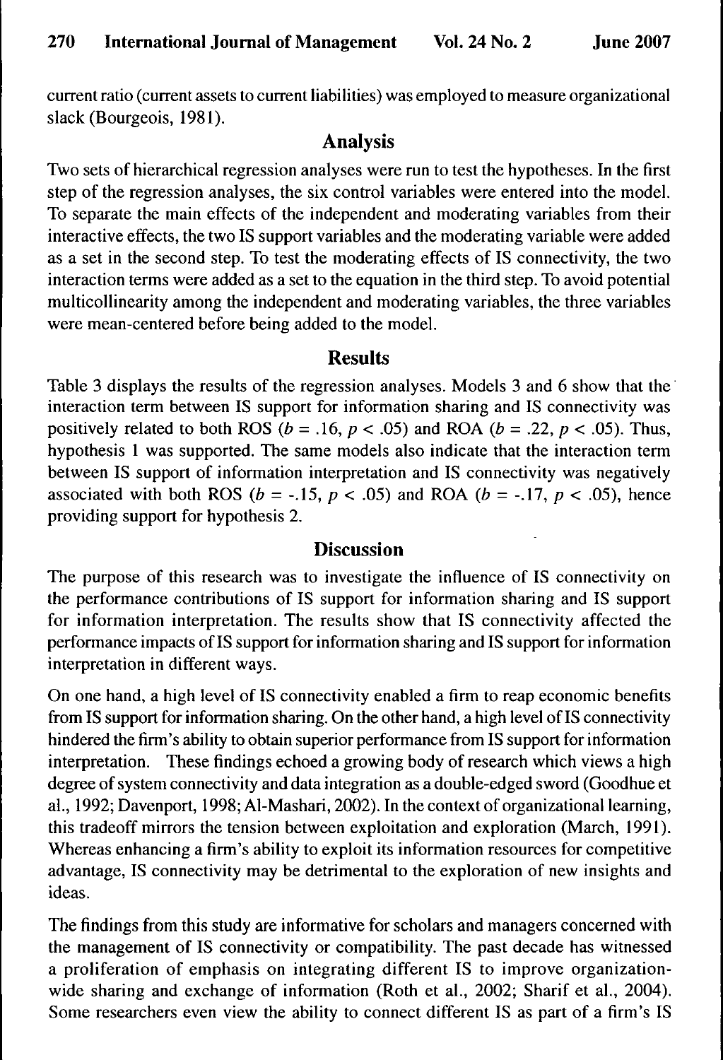current ratio (current assets to current liabilities) was employed to measure organizational slack (Bourgeois, 1981).

## Analysis

Two sets of hierarchical regression analyses were run to test the hypotheses. In the first step of the regression analyses, the six control variables were entered into the model. To separate the main effects of the independent and moderating variables from their interactive effects, the two IS support variables and the moderating variable were added as a set in the second step. To test the moderating effects of IS connectivity, the two interaction terms were added as a set to the equation in the third step. To avoid potential multicollinearity among the independent and moderating variables, the three variables were mean-centered before being added to the model.

## Results

Table 3 displays the results of the regression analyses. Models 3 and 6 show that the interaction term between IS support for information sharing and IS connectivity was positively related to both ROS ($b = .16$, $p < .05$) and ROA ($b = .22$, $p < .05$). Thus, hypothesis 1 was supported. The same models also indicate that the interaction term between IS support of information interpretation and IS connectivity was negatively associated with both ROS ($b = -.15$, $p < .05$) and ROA ($b = -.17$, $p < .05$), hence providing support for hypothesis 2.

## Discussion

The purpose of this research was to investigate the influence of IS connectivity on the performance contributions of IS support for information sharing and IS support for information interpretation. The results show that IS connectivity affected the performance impacts of IS support for information sharing and IS support for information interpretation in different ways.

On one hand, a high level of IS connectivity enabled a firm to reap economic benefits from IS support for information sharing. On the other hand, a high level of IS connectivity hindered the firm's ability to obtain superior performance from IS support for information interpretation. These findings echoed a growing body of research which views a high degree of system connectivity and data integration as a double-edged sword (Goodhue et al., 1992; Davenport, 1998; Al-Mashari, 2002). In the context of organizational learning, this tradeoff mirrors the tension between exploitation and exploration (March, 1991). Whereas enhancing a firm's ability to exploit its information resources for competitive advantage, IS connectivity may be detrimental to the exploration of new insights and ideas.

The findings from this study are informative for scholars and managers concerned with the management of IS connectivity or compatibility. The past decade has witnessed a proliferation of emphasis on integrating different IS to improve organization-wide sharing and exchange of information (Roth et al., 2002; Sharif et al., 2004). Some researchers even view the ability to connect different IS as part of a firm's IS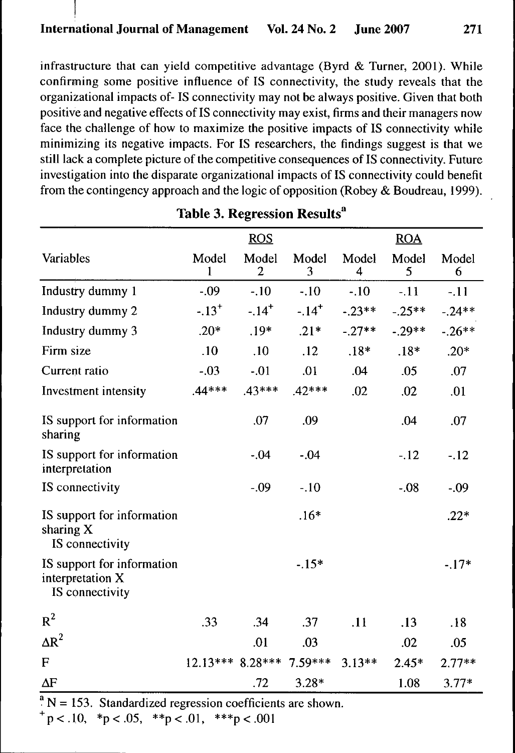infrastructure that can yield competitive advantage (Byrd & Turner, 2001). While confirming some positive influence of IS connectivity, the study reveals that the organizational impacts of- IS connectivity may not be always positive. Given that both positive and negative effects of IS connectivity may exist, firms and their managers now face the challenge of how to maximize the positive impacts of IS connectivity while minimizing its negative impacts. For IS researchers, the findings suggest is that we still lack a complete picture of the competitive consequences of IS connectivity. Future investigation into the disparate organizational impacts of IS connectivity could benefit from the contingency approach and the logic of opposition (Robey & Boudreau, 1999).

**Table 3. Regression Results[a]**

| | ROS | | | ROA | | |
|---|---|---|---|---|---|---|
| Variables | Model 1 | Model 2 | Model 3 | Model 4 | Model 5 | Model 6 |
| Industry dummy 1 | -.09 | -.10 | -.10 | -.10 | -.11 | -.11 |
| Industry dummy 2 | -.13[+] | -.14[+] | -.14[+] | -.23** | -.25** | -.24** |
| Industry dummy 3 | .20* | .19* | .21* | -.27** | -.29** | -.26** |
| Firm size | .10 | .10 | .12 | .18* | .18* | .20* |
| Current ratio | -.03 | -.01 | .01 | .04 | .05 | .07 |
| Investment intensity | .44*** | .43*** | .42*** | .02 | .02 | .01 |
| IS support for information sharing | | .07 | .09 | | .04 | .07 |
| IS support for information interpretation | | -.04 | -.04 | | -.12 | -.12 |
| IS connectivity | | -.09 | -.10 | | -.08 | -.09 |
| IS support for information sharing X IS connectivity | | | .16* | | | .22* |
| IS support for information interpretation X IS connectivity | | | -.15* | | | -.17* |
| $R^2$ | .33 | .34 | .37 | .11 | .13 | .18 |
| $\Delta R^2$ | | .01 | .03 | | .02 | .05 |
| F | 12.13*** | 8.28*** | 7.59*** | 3.13** | 2.45* | 2.77** |
| $\Delta F$ | | .72 | 3.28* | | 1.08 | 3.77* |

[a] N = 153. Standardized regression coefficients are shown.

[+] $p < .10$, * $p < .05$, ** $p < .01$, *** $p < .001$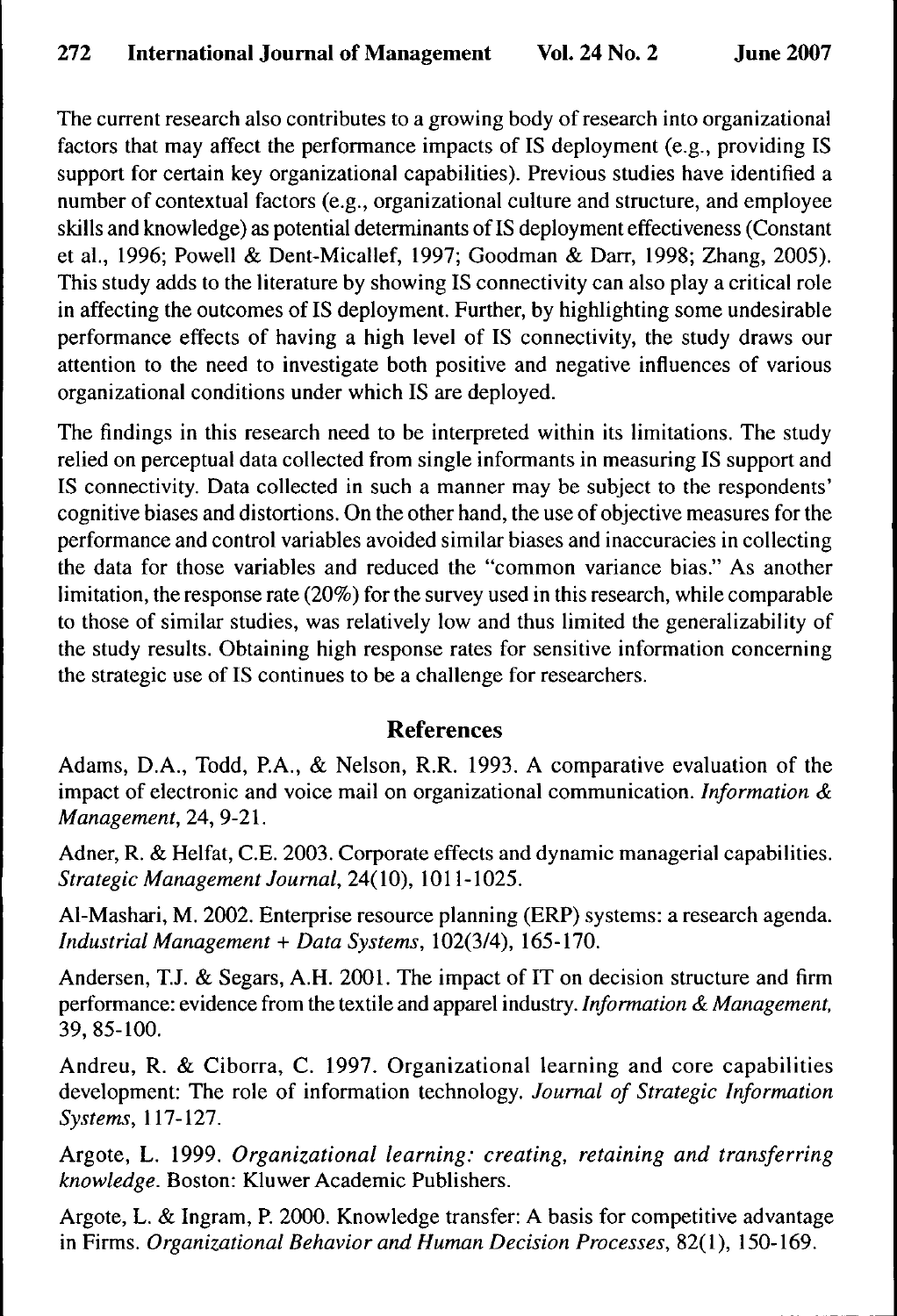The current research also contributes to a growing body of research into organizational factors that may affect the performance impacts of IS deployment (e.g., providing IS support for certain key organizational capabilities). Previous studies have identified a number of contextual factors (e.g., organizational culture and structure, and employee skills and knowledge) as potential determinants of IS deployment effectiveness (Constant et al., 1996; Powell & Dent-Micallef, 1997; Goodman & Darr, 1998; Zhang, 2005). This study adds to the literature by showing IS connectivity can also play a critical role in affecting the outcomes of IS deployment. Further, by highlighting some undesirable performance effects of having a high level of IS connectivity, the study draws our attention to the need to investigate both positive and negative influences of various organizational conditions under which IS are deployed.

The findings in this research need to be interpreted within its limitations. The study relied on perceptual data collected from single informants in measuring IS support and IS connectivity. Data collected in such a manner may be subject to the respondents' cognitive biases and distortions. On the other hand, the use of objective measures for the performance and control variables avoided similar biases and inaccuracies in collecting the data for those variables and reduced the "common variance bias." As another limitation, the response rate (20%) for the survey used in this research, while comparable to those of similar studies, was relatively low and thus limited the generalizability of the study results. Obtaining high response rates for sensitive information concerning the strategic use of IS continues to be a challenge for researchers.

## References

Adams, D.A., Todd, P.A., & Nelson, R.R. 1993. A comparative evaluation of the impact of electronic and voice mail on organizational communication. *Information & Management*, 24, 9-21.

Adner, R. & Helfat, C.E. 2003. Corporate effects and dynamic managerial capabilities. *Strategic Management Journal*, 24(10), 1011-1025.

Al-Mashari, M. 2002. Enterprise resource planning (ERP) systems: a research agenda. *Industrial Management + Data Systems*, 102(3/4), 165-170.

Andersen, T.J. & Segars, A.H. 2001. The impact of IT on decision structure and firm performance: evidence from the textile and apparel industry. *Information & Management*, 39, 85-100.

Andreu, R. & Ciborra, C. 1997. Organizational learning and core capabilities development: The role of information technology. *Journal of Strategic Information Systems*, 117-127.

Argote, L. 1999. *Organizational learning: creating, retaining and transferring knowledge*. Boston: Kluwer Academic Publishers.

Argote, L. & Ingram, P. 2000. Knowledge transfer: A basis for competitive advantage in Firms. *Organizational Behavior and Human Decision Processes*, 82(1), 150-169.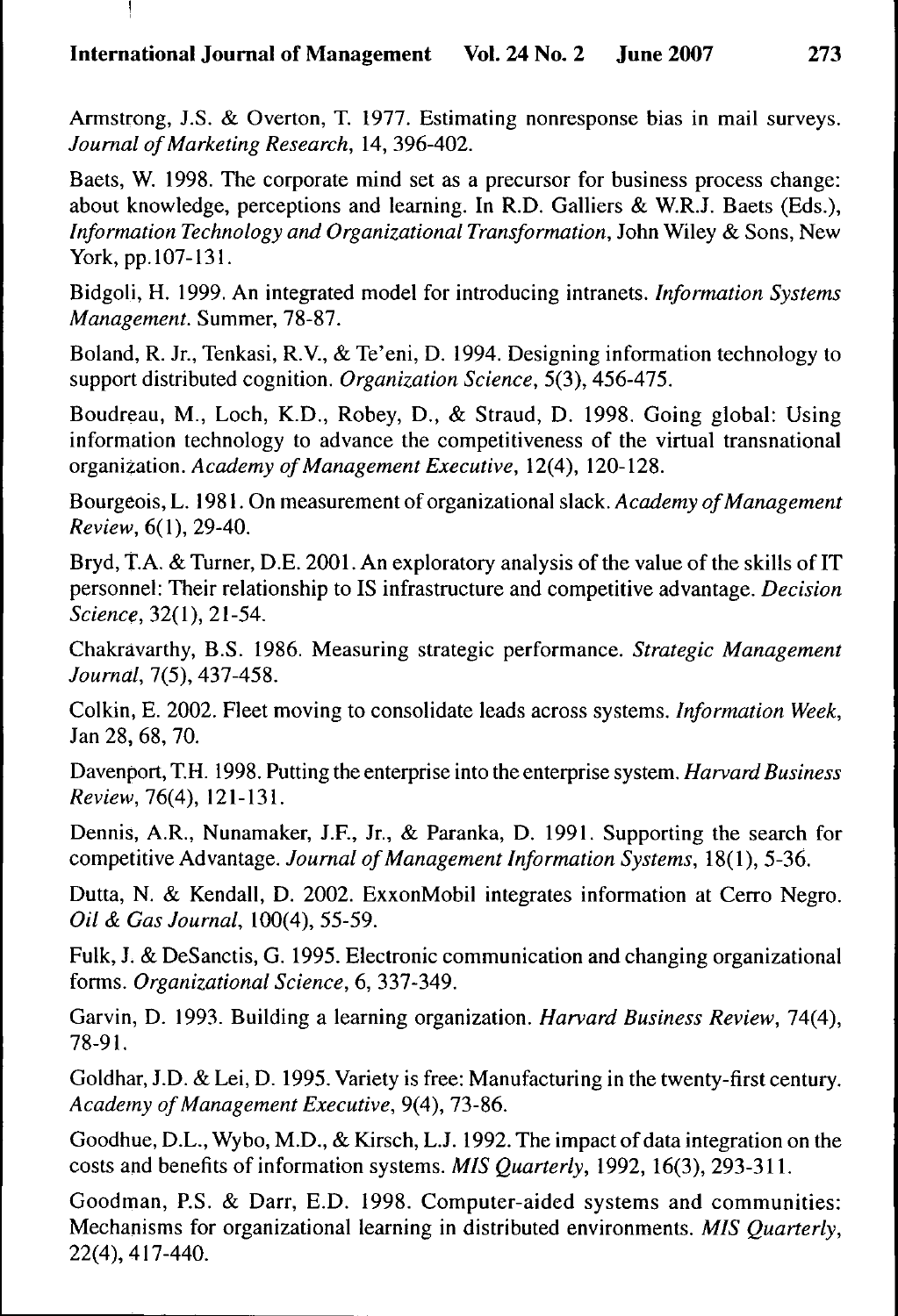Armstrong, J.S. & Overton, T. 1977. Estimating nonresponse bias in mail surveys. *Journal of Marketing Research*, 14, 396-402.

Baets, W. 1998. The corporate mind set as a precursor for business process change: about knowledge, perceptions and learning. In R.D. Galliers & W.R.J. Baets (Eds.), *Information Technology and Organizational Transformation*, John Wiley & Sons, New York, pp.107-131.

Bidgoli, H. 1999. An integrated model for introducing intranets. *Information Systems Management*. Summer, 78-87.

Boland, R. Jr., Tenkasi, R.V., & Te'eni, D. 1994. Designing information technology to support distributed cognition. *Organization Science*, 5(3), 456-475.

Boudreau, M., Loch, K.D., Robey, D., & Straud, D. 1998. Going global: Using information technology to advance the competitiveness of the virtual transnational organization. *Academy of Management Executive*, 12(4), 120-128.

Bourgeois, L. 1981. On measurement of organizational slack. *Academy of Management Review*, 6(1), 29-40.

Bryd, T.A. & Turner, D.E. 2001. An exploratory analysis of the value of the skills of IT personnel: Their relationship to IS infrastructure and competitive advantage. *Decision Science*, 32(1), 21-54.

Chakravarthy, B.S. 1986. Measuring strategic performance. *Strategic Management Journal*, 7(5), 437-458.

Colkin, E. 2002. Fleet moving to consolidate leads across systems. *Information Week*, Jan 28, 68, 70.

Davenport, T.H. 1998. Putting the enterprise into the enterprise system. *Harvard Business Review*, 76(4), 121-131.

Dennis, A.R., Nunamaker, J.F., Jr., & Paranka, D. 1991. Supporting the search for competitive Advantage. *Journal of Management Information Systems*, 18(1), 5-36.

Dutta, N. & Kendall, D. 2002. ExxonMobil integrates information at Cerro Negro. *Oil & Gas Journal*, 100(4), 55-59.

Fulk, J. & DeSanctis, G. 1995. Electronic communication and changing organizational forms. *Organizational Science*, 6, 337-349.

Garvin, D. 1993. Building a learning organization. *Harvard Business Review*, 74(4), 78-91.

Goldhar, J.D. & Lei, D. 1995. Variety is free: Manufacturing in the twenty-first century. *Academy of Management Executive*, 9(4), 73-86.

Goodhue, D.L., Wybo, M.D., & Kirsch, L.J. 1992. The impact of data integration on the costs and benefits of information systems. *MIS Quarterly*, 1992, 16(3), 293-311.

Goodman, P.S. & Darr, E.D. 1998. Computer-aided systems and communities: Mechanisms for organizational learning in distributed environments. *MIS Quarterly*, 22(4), 417-440.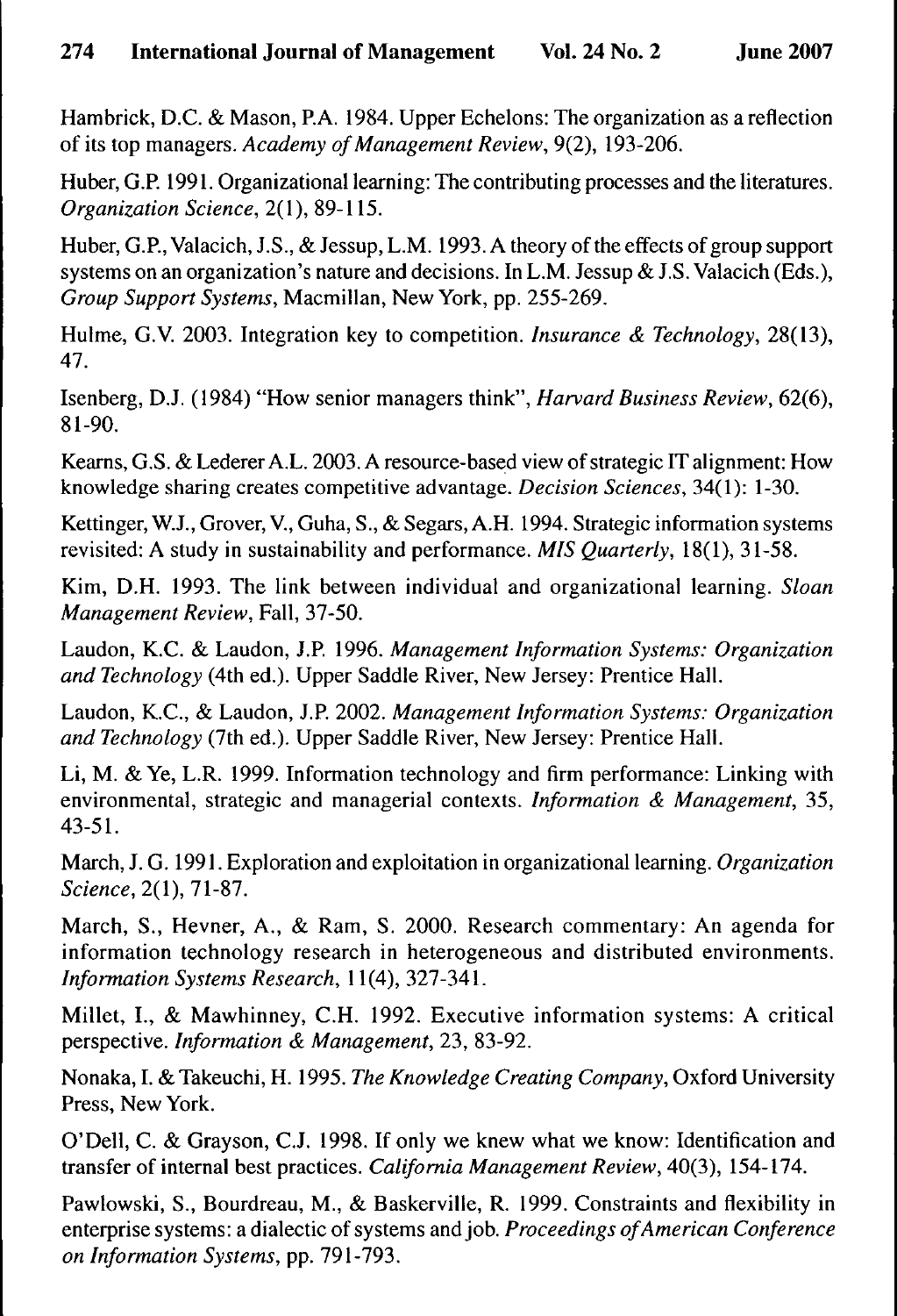Hambrick, D.C. & Mason, P.A. 1984. Upper Echelons: The organization as a reflection of its top managers. *Academy of Management Review*, 9(2), 193-206.

Huber, G.P. 1991. Organizational learning: The contributing processes and the literatures. *Organization Science*, 2(1), 89-115.

Huber, G.P., Valacich, J.S., & Jessup, L.M. 1993. A theory of the effects of group support systems on an organization's nature and decisions. In L.M. Jessup & J.S. Valacich (Eds.), *Group Support Systems*, Macmillan, New York, pp. 255-269.

Hulme, G.V. 2003. Integration key to competition. *Insurance & Technology*, 28(13), 47.

Isenberg, D.J. (1984) "How senior managers think", *Harvard Business Review*, 62(6), 81-90.

Kearns, G.S. & Lederer A.L. 2003. A resource-based view of strategic IT alignment: How knowledge sharing creates competitive advantage. *Decision Sciences*, 34(1): 1-30.

Kettinger, W.J., Grover, V., Guha, S., & Segars, A.H. 1994. Strategic information systems revisited: A study in sustainability and performance. *MIS Quarterly*, 18(1), 31-58.

Kim, D.H. 1993. The link between individual and organizational learning. *Sloan Management Review*, Fall, 37-50.

Laudon, K.C. & Laudon, J.P. 1996. *Management Information Systems: Organization and Technology* (4th ed.). Upper Saddle River, New Jersey: Prentice Hall.

Laudon, K.C., & Laudon, J.P. 2002. *Management Information Systems: Organization and Technology* (7th ed.). Upper Saddle River, New Jersey: Prentice Hall.

Li, M. & Ye, L.R. 1999. Information technology and firm performance: Linking with environmental, strategic and managerial contexts. *Information & Management*, 35, 43-51.

March, J. G. 1991. Exploration and exploitation in organizational learning. *Organization Science*, 2(1), 71-87.

March, S., Hevner, A., & Ram, S. 2000. Research commentary: An agenda for information technology research in heterogeneous and distributed environments. *Information Systems Research*, 11(4), 327-341.

Millet, I., & Mawhinney, C.H. 1992. Executive information systems: A critical perspective. *Information & Management*, 23, 83-92.

Nonaka, I. & Takeuchi, H. 1995. *The Knowledge Creating Company*, Oxford University Press, New York.

O'Dell, C. & Grayson, C.J. 1998. If only we knew what we know: Identification and transfer of internal best practices. *California Management Review*, 40(3), 154-174.

Pawlowski, S., Bourdreau, M., & Baskerville, R. 1999. Constraints and flexibility in enterprise systems: a dialectic of systems and job. *Proceedings of American Conference on Information Systems*, pp. 791-793.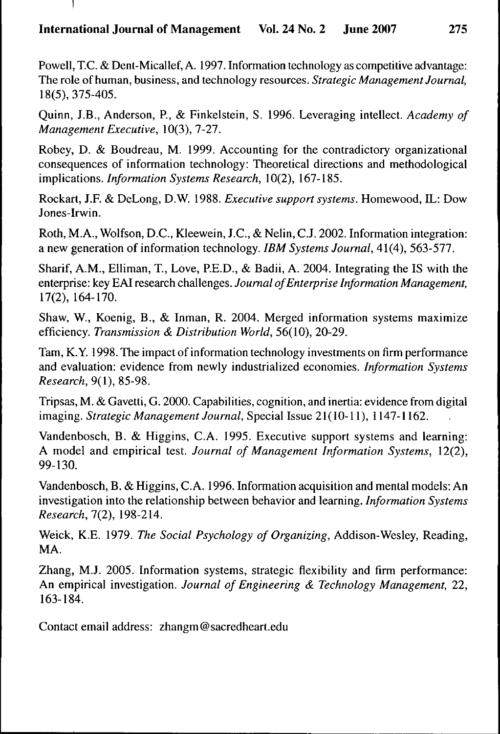Powell, T.C. & Dent-Micallef, A. 1997. Information technology as competitive advantage: The role of human, business, and technology resources. *Strategic Management Journal*, 18(5), 375-405.

Quinn, J.B., Anderson, P., & Finkelstein, S. 1996. Leveraging intellect. *Academy of Management Executive*, 10(3), 7-27.

Robey, D. & Boudreau, M. 1999. Accounting for the contradictory organizational consequences of information technology: Theoretical directions and methodological implications. *Information Systems Research*, 10(2), 167-185.

Rockart, J.F. & DeLong, D.W. 1988. *Executive support systems*. Homewood, IL: Dow Jones-Irwin.

Roth, M.A., Wolfson, D.C., Kleewein, J.C., & Nelin, C.J. 2002. Information integration: a new generation of information technology. *IBM Systems Journal*, 41(4), 563-577.

Sharif, A.M., Elliman, T., Love, P.E.D., & Badii, A. 2004. Integrating the IS with the enterprise: key EAI research challenges. *Journal of Enterprise Information Management*, 17(2), 164-170.

Shaw, W., Koenig, B., & Inman, R. 2004. Merged information systems maximize efficiency. *Transmission & Distribution World*, 56(10), 20-29.

Tam, K.Y. 1998. The impact of information technology investments on firm performance and evaluation: evidence from newly industrialized economies. *Information Systems Research*, 9(1), 85-98.

Tripsas, M. & Gavetti, G. 2000. Capabilities, cognition, and inertia: evidence from digital imaging. *Strategic Management Journal*, Special Issue 21(10-11), 1147-1162.

Vandenbosch, B. & Higgins, C.A. 1995. Executive support systems and learning: A model and empirical test. *Journal of Management Information Systems*, 12(2), 99-130.

Vandenbosch, B. & Higgins, C.A. 1996. Information acquisition and mental models: An investigation into the relationship between behavior and learning. *Information Systems Research*, 7(2), 198-214.

Weick, K.E. 1979. *The Social Psychology of Organizing*, Addison-Wesley, Reading, MA.

Zhang, M.J. 2005. Information systems, strategic flexibility and firm performance: An empirical investigation. *Journal of Engineering & Technology Management*, 22, 163-184.

Contact email address: zhangm@sacredheart.edu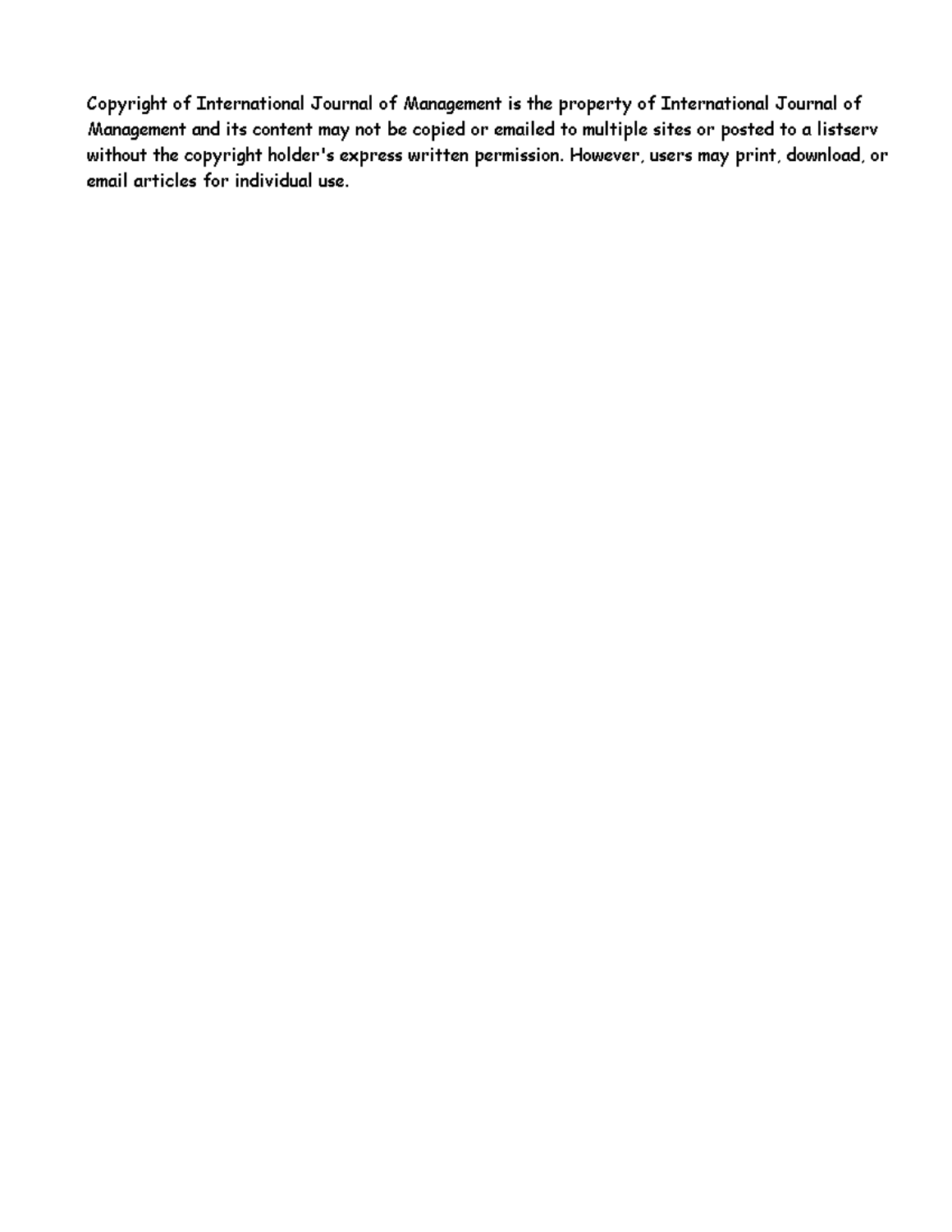Copyright of International Journal of Management is the property of International Journal of Management and its content may not be copied or emailed to multiple sites or posted to a listserv without the copyright holder's express written permission. However, users may print, download, or email articles for individual use.